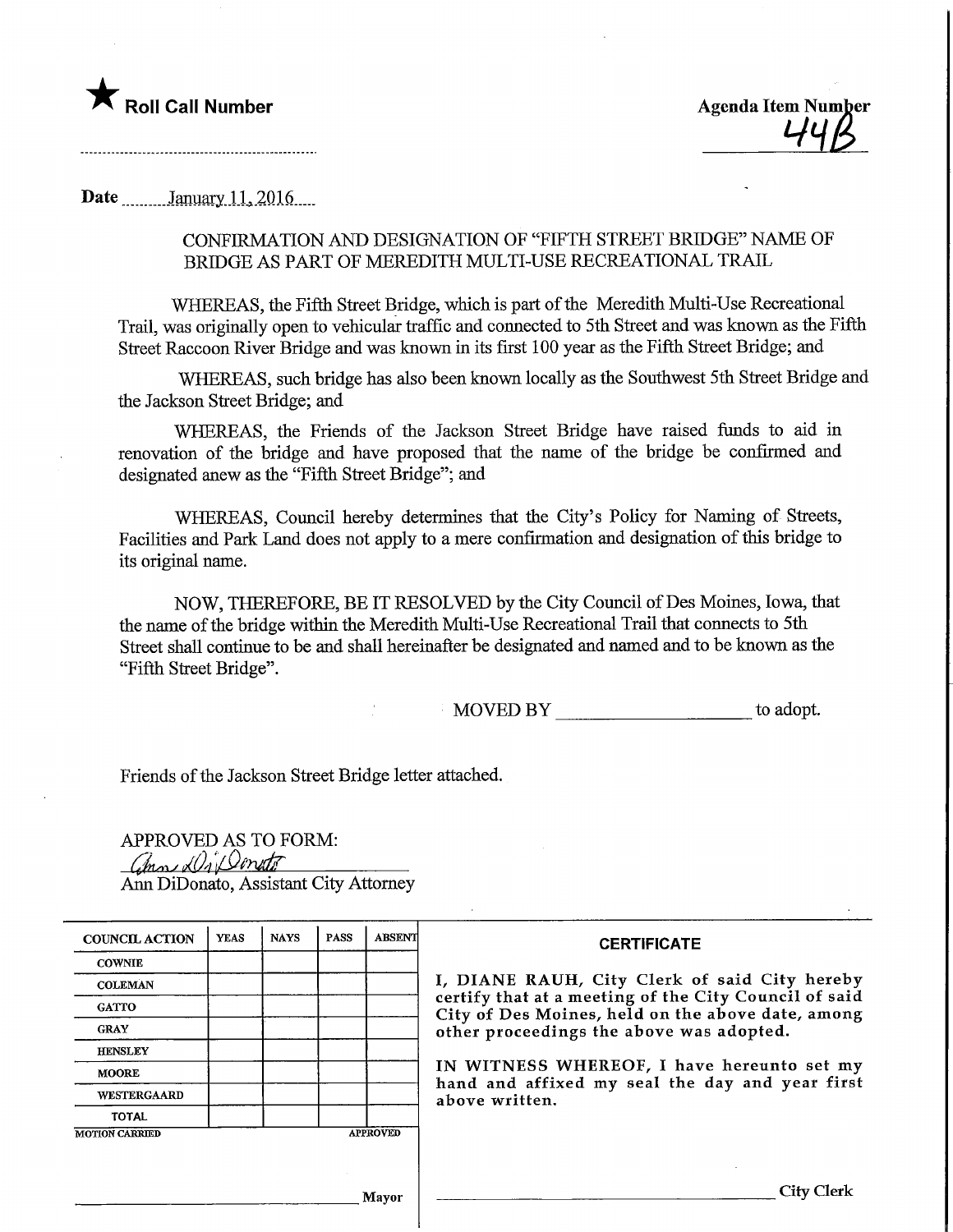★ **Roll Call Number**

**Agenda Item Number**
44B

**Date** January 11, 2016

CONFIRMATION AND DESIGNATION OF "FIFTH STREET BRIDGE" NAME OF BRIDGE AS PART OF MEREDITH MULTI-USE RECREATIONAL TRAIL

WHEREAS, the Fifth Street Bridge, which is part of the Meredith Multi-Use Recreational Trail, was originally open to vehicular traffic and connected to 5th Street and was known as the Fifth Street Raccoon River Bridge and was known in its first 100 year as the Fifth Street Bridge; and

WHEREAS, such bridge has also been known locally as the Southwest 5th Street Bridge and the Jackson Street Bridge; and

WHEREAS, the Friends of the Jackson Street Bridge have raised funds to aid in renovation of the bridge and have proposed that the name of the bridge be confirmed and designated anew as the "Fifth Street Bridge"; and

WHEREAS, Council hereby determines that the City's Policy for Naming of Streets, Facilities and Park Land does not apply to a mere confirmation and designation of this bridge to its original name.

NOW, THEREFORE, BE IT RESOLVED by the City Council of Des Moines, Iowa, that the name of the bridge within the Meredith Multi-Use Recreational Trail that connects to 5th Street shall continue to be and shall hereinafter be designated and named and to be known as the "Fifth Street Bridge".

MOVED BY ____________________ to adopt.

Friends of the Jackson Street Bridge letter attached.

APPROVED AS TO FORM:
*Ann DiDonato*
Ann DiDonato, Assistant City Attorney

| COUNCIL ACTION | YEAS | NAYS | PASS | ABSENT |
|---|---|---|---|---|
| COWNIE | | | | |
| COLEMAN | | | | |
| GATTO | | | | |
| GRAY | | | | |
| HENSLEY | | | | |
| MOORE | | | | |
| WESTERGAARD | | | | |
| TOTAL | | | | |
| MOTION CARRIED | | | | APPROVED |

______________________________ Mayor

**CERTIFICATE**

I, DIANE RAUH, City Clerk of said City hereby certify that at a meeting of the City Council of said City of Des Moines, held on the above date, among other proceedings the above was adopted.

IN WITNESS WHEREOF, I have hereunto set my hand and affixed my seal the day and year first above written.

______________________________ City Clerk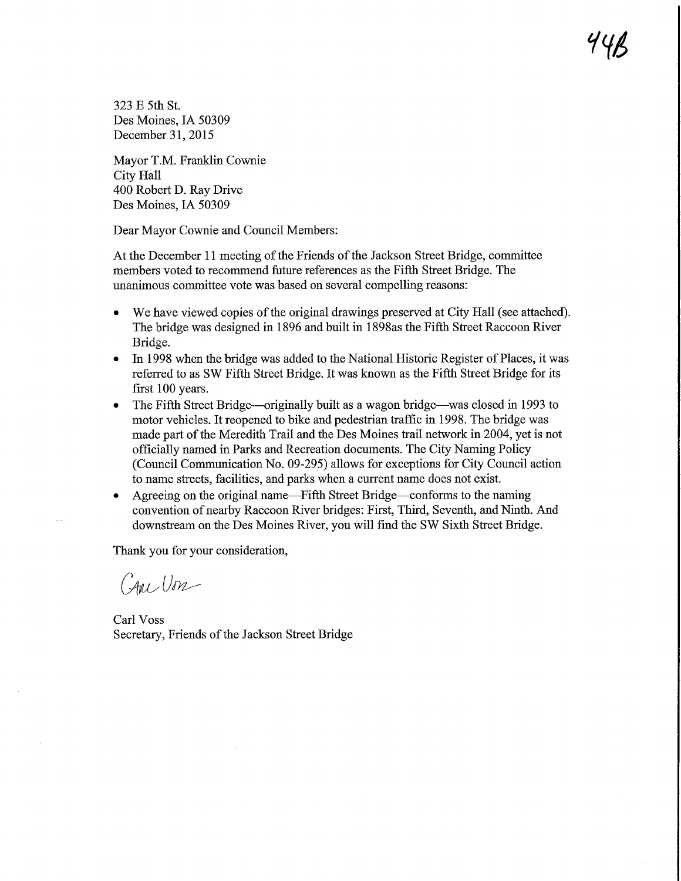44B

323 E 5th St.
Des Moines, IA 50309
December 31, 2015

Mayor T.M. Franklin Cownie
City Hall
400 Robert D. Ray Drive
Des Moines, IA 50309

Dear Mayor Cownie and Council Members:

At the December 11 meeting of the Friends of the Jackson Street Bridge, committee members voted to recommend future references as the Fifth Street Bridge. The unanimous committee vote was based on several compelling reasons:

- We have viewed copies of the original drawings preserved at City Hall (see attached). The bridge was designed in 1896 and built in 1898as the Fifth Street Raccoon River Bridge.
- In 1998 when the bridge was added to the National Historic Register of Places, it was referred to as SW Fifth Street Bridge. It was known as the Fifth Street Bridge for its first 100 years.
- The Fifth Street Bridge—originally built as a wagon bridge—was closed in 1993 to motor vehicles. It reopened to bike and pedestrian traffic in 1998. The bridge was made part of the Meredith Trail and the Des Moines trail network in 2004, yet is not officially named in Parks and Recreation documents. The City Naming Policy (Council Communication No. 09-295) allows for exceptions for City Council action to name streets, facilities, and parks when a current name does not exist.
- Agreeing on the original name—Fifth Street Bridge—conforms to the naming convention of nearby Raccoon River bridges: First, Third, Seventh, and Ninth. And downstream on the Des Moines River, you will find the SW Sixth Street Bridge.

Thank you for your consideration,

Carl Voss

Carl Voss
Secretary, Friends of the Jackson Street Bridge